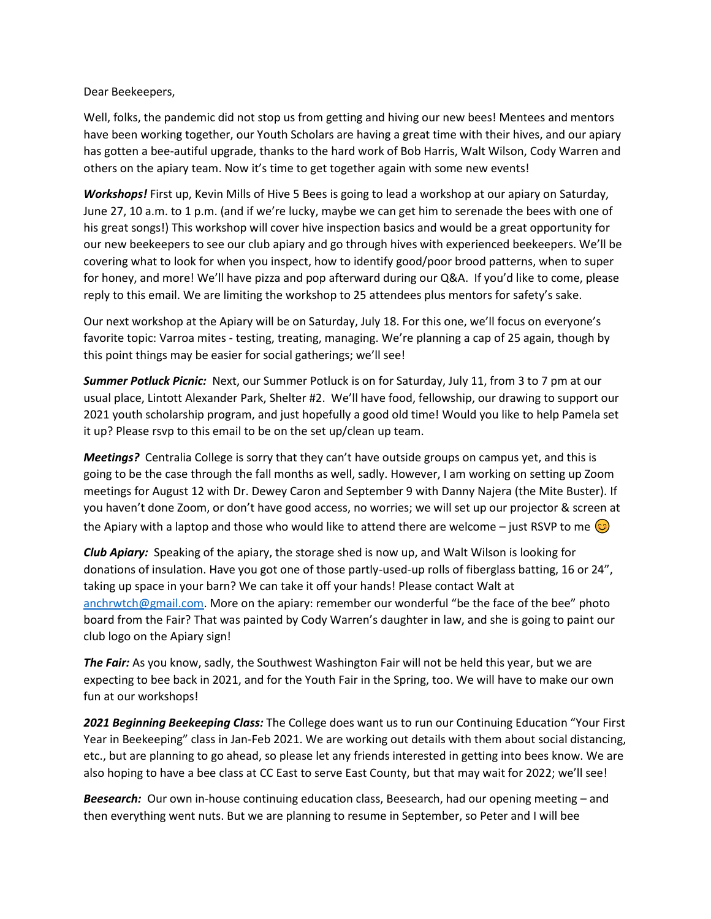Dear Beekeepers,

Well, folks, the pandemic did not stop us from getting and hiving our new bees! Mentees and mentors have been working together, our Youth Scholars are having a great time with their hives, and our apiary has gotten a bee-autiful upgrade, thanks to the hard work of Bob Harris, Walt Wilson, Cody Warren and others on the apiary team. Now it's time to get together again with some new events!

***Workshops!*** First up, Kevin Mills of Hive 5 Bees is going to lead a workshop at our apiary on Saturday, June 27, 10 a.m. to 1 p.m. (and if we're lucky, maybe we can get him to serenade the bees with one of his great songs!) This workshop will cover hive inspection basics and would be a great opportunity for our new beekeepers to see our club apiary and go through hives with experienced beekeepers. We'll be covering what to look for when you inspect, how to identify good/poor brood patterns, when to super for honey, and more! We'll have pizza and pop afterward during our Q&A. If you'd like to come, please reply to this email. We are limiting the workshop to 25 attendees plus mentors for safety's sake.

Our next workshop at the Apiary will be on Saturday, July 18. For this one, we'll focus on everyone's favorite topic: Varroa mites - testing, treating, managing. We're planning a cap of 25 again, though by this point things may be easier for social gatherings; we'll see!

***Summer Potluck Picnic:*** Next, our Summer Potluck is on for Saturday, July 11, from 3 to 7 pm at our usual place, Lintott Alexander Park, Shelter #2. We'll have food, fellowship, our drawing to support our 2021 youth scholarship program, and just hopefully a good old time! Would you like to help Pamela set it up? Please rsvp to this email to be on the set up/clean up team.

***Meetings?*** Centralia College is sorry that they can't have outside groups on campus yet, and this is going to be the case through the fall months as well, sadly. However, I am working on setting up Zoom meetings for August 12 with Dr. Dewey Caron and September 9 with Danny Najera (the Mite Buster). If you haven't done Zoom, or don't have good access, no worries; we will set up our projector & screen at the Apiary with a laptop and those who would like to attend there are welcome – just RSVP to me 😊

***Club Apiary:*** Speaking of the apiary, the storage shed is now up, and Walt Wilson is looking for donations of insulation. Have you got one of those partly-used-up rolls of fiberglass batting, 16 or 24", taking up space in your barn? We can take it off your hands! Please contact Walt at anchrwtch@gmail.com. More on the apiary: remember our wonderful "be the face of the bee" photo board from the Fair? That was painted by Cody Warren's daughter in law, and she is going to paint our club logo on the Apiary sign!

***The Fair:*** As you know, sadly, the Southwest Washington Fair will not be held this year, but we are expecting to bee back in 2021, and for the Youth Fair in the Spring, too. We will have to make our own fun at our workshops!

***2021 Beginning Beekeeping Class:*** The College does want us to run our Continuing Education "Your First Year in Beekeeping" class in Jan-Feb 2021. We are working out details with them about social distancing, etc., but are planning to go ahead, so please let any friends interested in getting into bees know. We are also hoping to have a bee class at CC East to serve East County, but that may wait for 2022; we'll see!

***Beesearch:*** Our own in-house continuing education class, Beesearch, had our opening meeting – and then everything went nuts. But we are planning to resume in September, so Peter and I will bee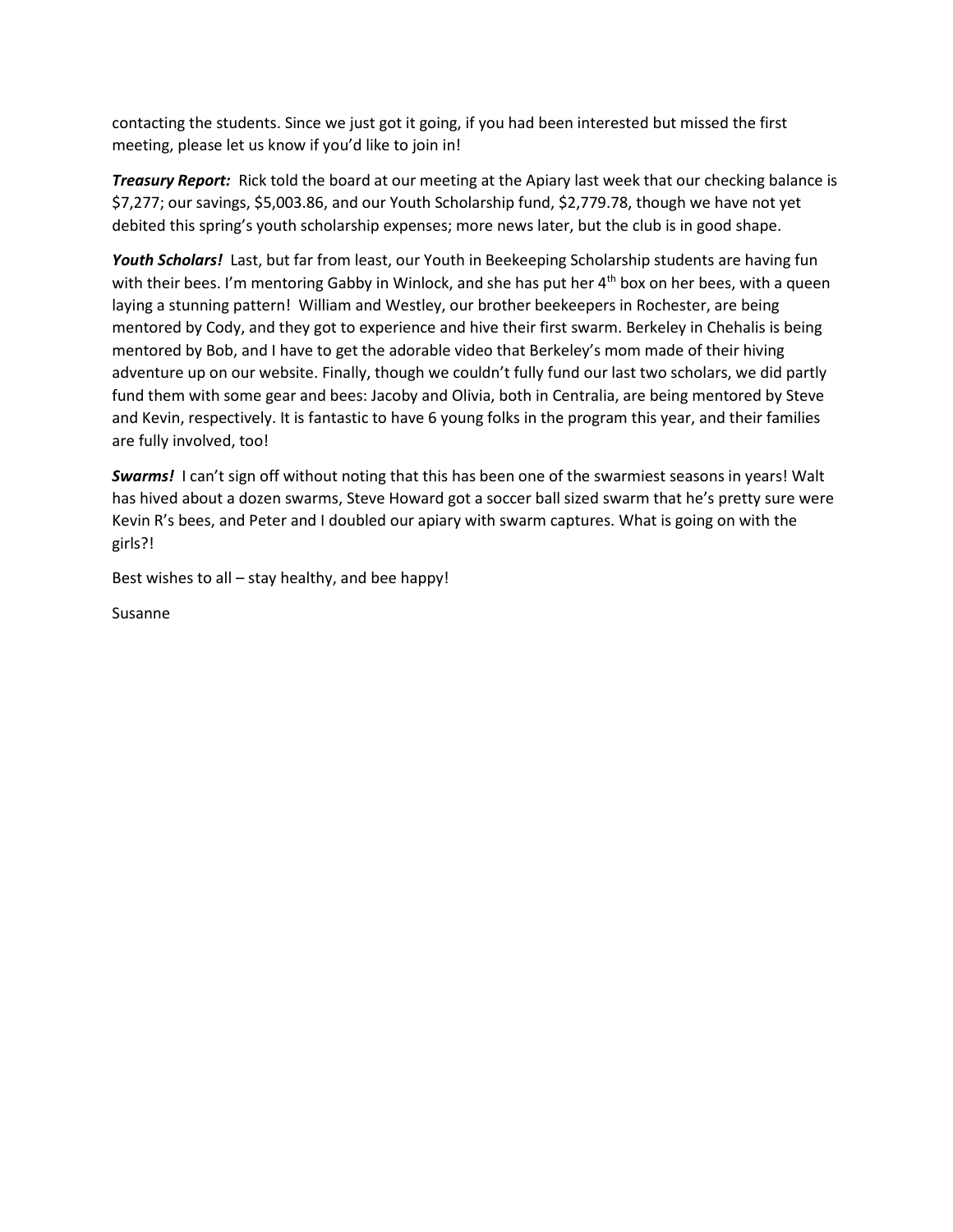contacting the students. Since we just got it going, if you had been interested but missed the first meeting, please let us know if you'd like to join in!

***Treasury Report:*** Rick told the board at our meeting at the Apiary last week that our checking balance is $7,277; our savings, $5,003.86, and our Youth Scholarship fund, $2,779.78, though we have not yet debited this spring's youth scholarship expenses; more news later, but the club is in good shape.

***Youth Scholars!*** Last, but far from least, our Youth in Beekeeping Scholarship students are having fun with their bees. I'm mentoring Gabby in Winlock, and she has put her 4th box on her bees, with a queen laying a stunning pattern! William and Westley, our brother beekeepers in Rochester, are being mentored by Cody, and they got to experience and hive their first swarm. Berkeley in Chehalis is being mentored by Bob, and I have to get the adorable video that Berkeley's mom made of their hiving adventure up on our website. Finally, though we couldn't fully fund our last two scholars, we did partly fund them with some gear and bees: Jacoby and Olivia, both in Centralia, are being mentored by Steve and Kevin, respectively. It is fantastic to have 6 young folks in the program this year, and their families are fully involved, too!

***Swarms!*** I can't sign off without noting that this has been one of the swarmiest seasons in years! Walt has hived about a dozen swarms, Steve Howard got a soccer ball sized swarm that he's pretty sure were Kevin R's bees, and Peter and I doubled our apiary with swarm captures. What is going on with the girls?!

Best wishes to all – stay healthy, and bee happy!

Susanne